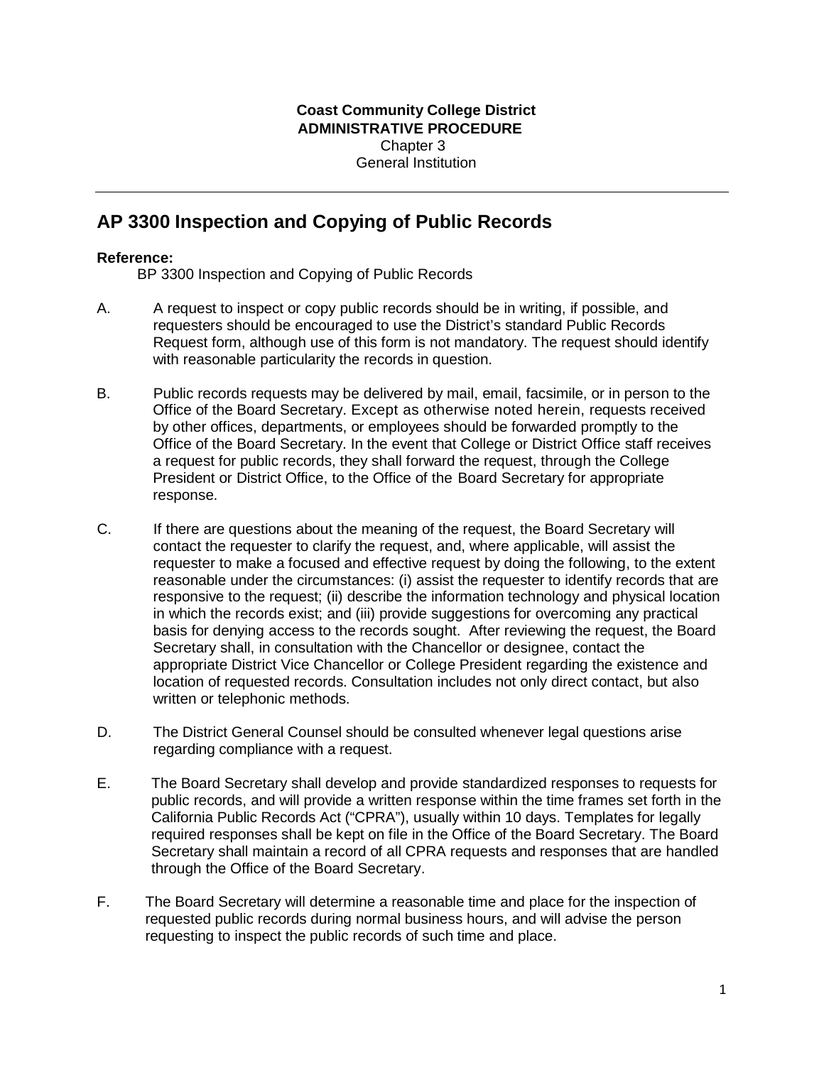**Coast Community College District**
**ADMINISTRATIVE PROCEDURE**
Chapter 3
General Institution

---

# AP 3300 Inspection and Copying of Public Records

**Reference:**

BP 3300 Inspection and Copying of Public Records

A. A request to inspect or copy public records should be in writing, if possible, and requesters should be encouraged to use the District's standard Public Records Request form, although use of this form is not mandatory. The request should identify with reasonable particularity the records in question.

B. Public records requests may be delivered by mail, email, facsimile, or in person to the Office of the Board Secretary. Except as otherwise noted herein, requests received by other offices, departments, or employees should be forwarded promptly to the Office of the Board Secretary. In the event that College or District Office staff receives a request for public records, they shall forward the request, through the College President or District Office, to the Office of the Board Secretary for appropriate response.

C. If there are questions about the meaning of the request, the Board Secretary will contact the requester to clarify the request, and, where applicable, will assist the requester to make a focused and effective request by doing the following, to the extent reasonable under the circumstances: (i) assist the requester to identify records that are responsive to the request; (ii) describe the information technology and physical location in which the records exist; and (iii) provide suggestions for overcoming any practical basis for denying access to the records sought. After reviewing the request, the Board Secretary shall, in consultation with the Chancellor or designee, contact the appropriate District Vice Chancellor or College President regarding the existence and location of requested records. Consultation includes not only direct contact, but also written or telephonic methods.

D. The District General Counsel should be consulted whenever legal questions arise regarding compliance with a request.

E. The Board Secretary shall develop and provide standardized responses to requests for public records, and will provide a written response within the time frames set forth in the California Public Records Act ("CPRA"), usually within 10 days. Templates for legally required responses shall be kept on file in the Office of the Board Secretary. The Board Secretary shall maintain a record of all CPRA requests and responses that are handled through the Office of the Board Secretary.

F. The Board Secretary will determine a reasonable time and place for the inspection of requested public records during normal business hours, and will advise the person requesting to inspect the public records of such time and place.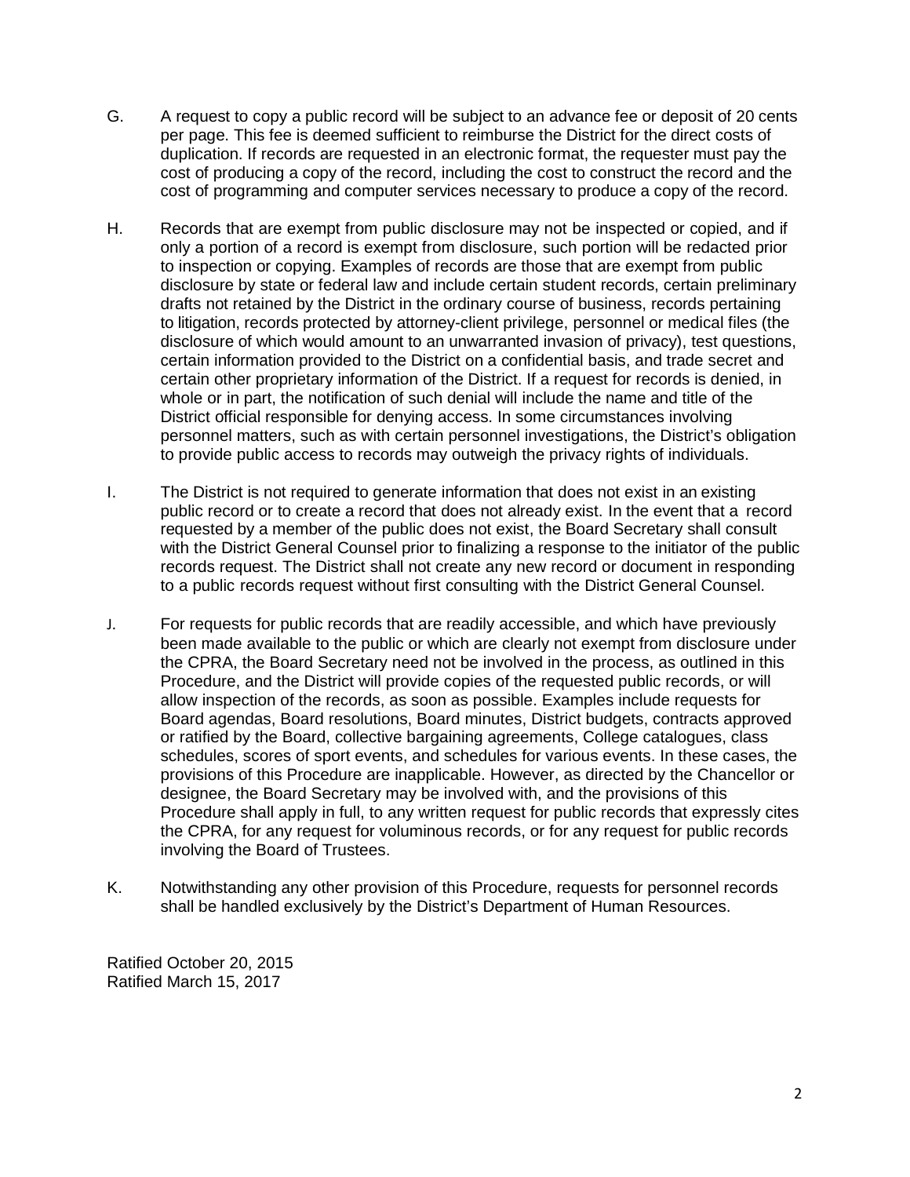G. A request to copy a public record will be subject to an advance fee or deposit of 20 cents per page. This fee is deemed sufficient to reimburse the District for the direct costs of duplication. If records are requested in an electronic format, the requester must pay the cost of producing a copy of the record, including the cost to construct the record and the cost of programming and computer services necessary to produce a copy of the record.

H. Records that are exempt from public disclosure may not be inspected or copied, and if only a portion of a record is exempt from disclosure, such portion will be redacted prior to inspection or copying. Examples of records are those that are exempt from public disclosure by state or federal law and include certain student records, certain preliminary drafts not retained by the District in the ordinary course of business, records pertaining to litigation, records protected by attorney-client privilege, personnel or medical files (the disclosure of which would amount to an unwarranted invasion of privacy), test questions, certain information provided to the District on a confidential basis, and trade secret and certain other proprietary information of the District. If a request for records is denied, in whole or in part, the notification of such denial will include the name and title of the District official responsible for denying access. In some circumstances involving personnel matters, such as with certain personnel investigations, the District's obligation to provide public access to records may outweigh the privacy rights of individuals.

I. The District is not required to generate information that does not exist in an existing public record or to create a record that does not already exist. In the event that a record requested by a member of the public does not exist, the Board Secretary shall consult with the District General Counsel prior to finalizing a response to the initiator of the public records request. The District shall not create any new record or document in responding to a public records request without first consulting with the District General Counsel.

J. For requests for public records that are readily accessible, and which have previously been made available to the public or which are clearly not exempt from disclosure under the CPRA, the Board Secretary need not be involved in the process, as outlined in this Procedure, and the District will provide copies of the requested public records, or will allow inspection of the records, as soon as possible. Examples include requests for Board agendas, Board resolutions, Board minutes, District budgets, contracts approved or ratified by the Board, collective bargaining agreements, College catalogues, class schedules, scores of sport events, and schedules for various events. In these cases, the provisions of this Procedure are inapplicable. However, as directed by the Chancellor or designee, the Board Secretary may be involved with, and the provisions of this Procedure shall apply in full, to any written request for public records that expressly cites the CPRA, for any request for voluminous records, or for any request for public records involving the Board of Trustees.

K. Notwithstanding any other provision of this Procedure, requests for personnel records shall be handled exclusively by the District's Department of Human Resources.

Ratified October 20, 2015
Ratified March 15, 2017